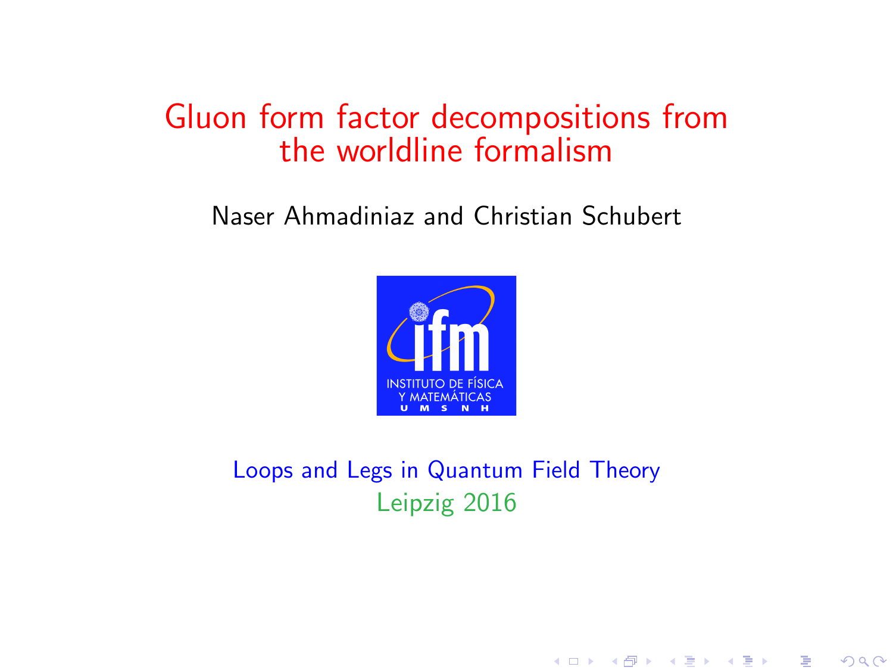# Gluon form factor decompositions from the worldline formalism

Naser Ahmadiniaz and Christian Schubert

Loops and Legs in Quantum Field Theory

Leipzig 2016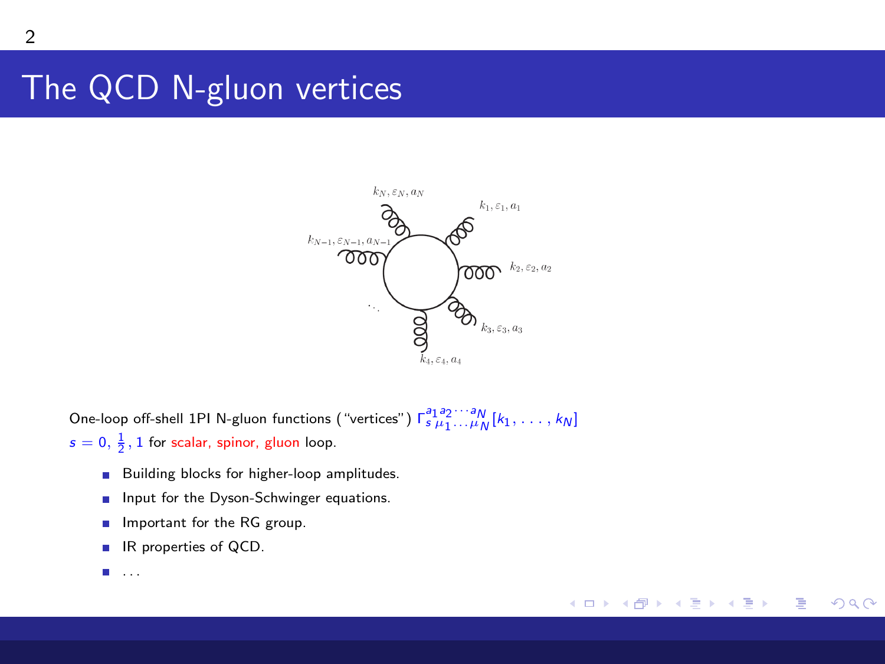# The QCD N-gluon vertices

One-loop off-shell 1PI N-gluon functions ("vertices") $\Gamma^{a_1 a_2 \cdots a_N}_{s\,\mu_1 \ldots \mu_N}[k_1, \ldots, k_N]$

$s = 0, \frac{1}{2}, 1$ for scalar, spinor, gluon loop.

- Building blocks for higher-loop amplitudes.
- Input for the Dyson-Schwinger equations.
- Important for the RG group.
- IR properties of QCD.
- ...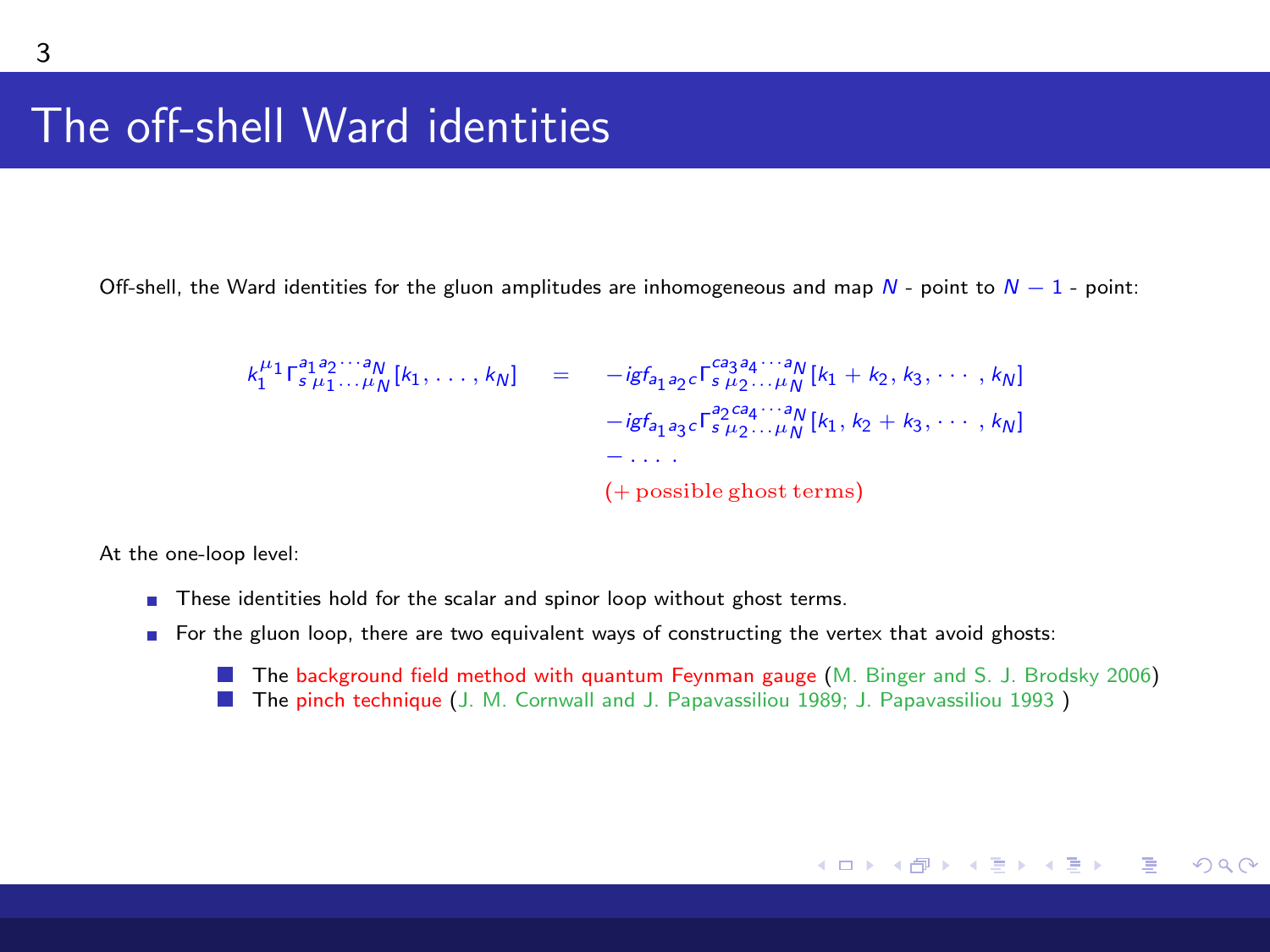# The off-shell Ward identities

Off-shell, the Ward identities for the gluon amplitudes are inhomogeneous and map $N$ - point to $N-1$ - point:

$$
\begin{aligned}
k_1^{\mu_1}\Gamma^{a_1a_2\cdots a_N}_{s\,\mu_1\ldots\mu_N}[k_1,\ldots,k_N] \quad = \quad & -igf_{a_1a_2c}\Gamma^{ca_3a_4\cdots a_N}_{s\,\mu_2\ldots\mu_N}[k_1+k_2,k_3,\cdots,k_N] \\
& -igf_{a_1a_3c}\Gamma^{a_2ca_4\cdots a_N}_{s\,\mu_2\ldots\mu_N}[k_1,k_2+k_3,\cdots,k_N] \\
& -\ldots. \\
& (+\,\text{possible ghost terms})
\end{aligned}
$$

At the one-loop level:

- These identities hold for the scalar and spinor loop without ghost terms.
- For the gluon loop, there are two equivalent ways of constructing the vertex that avoid ghosts:
  - The background field method with quantum Feynman gauge (M. Binger and S. J. Brodsky 2006)
  - The pinch technique (J. M. Cornwall and J. Papavassiliou 1989; J. Papavassiliou 1993 )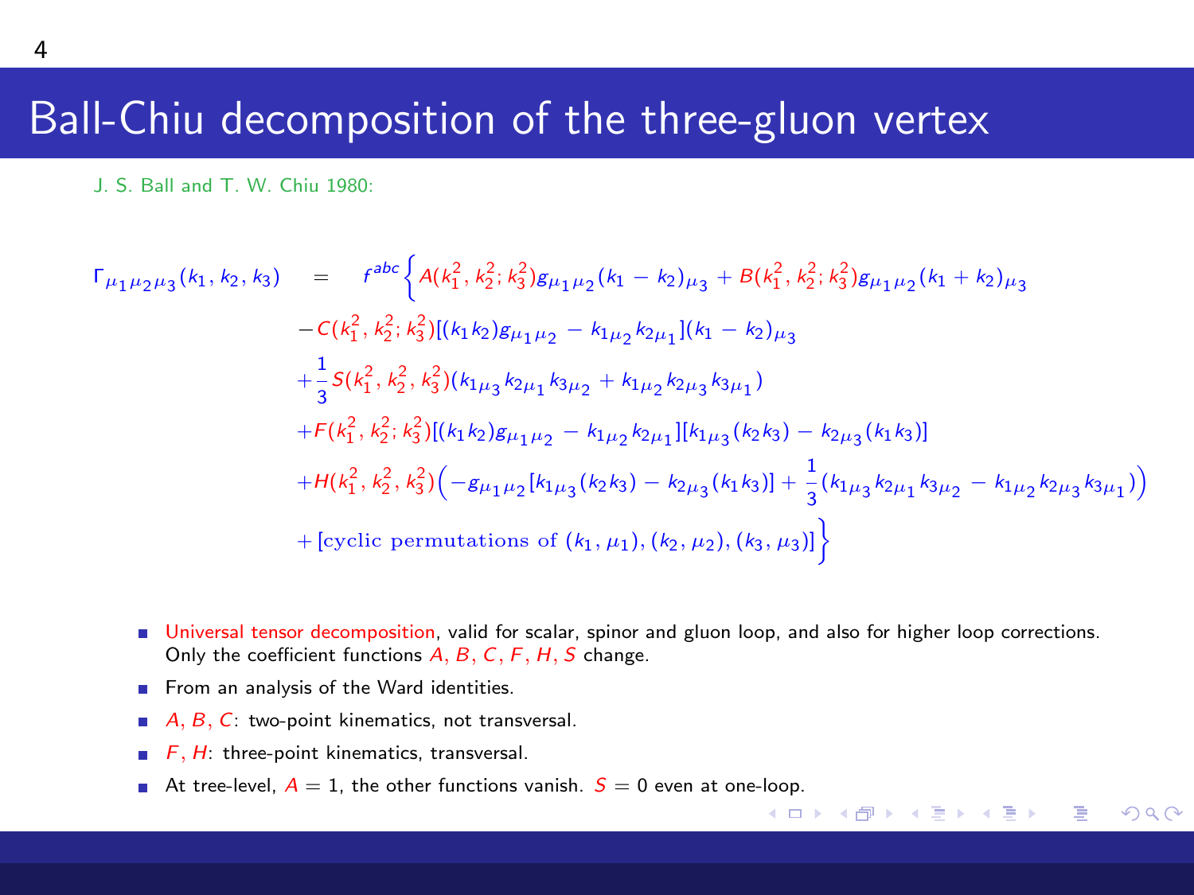# Ball-Chiu decomposition of the three-gluon vertex

J. S. Ball and T. W. Chiu 1980:

$$
\begin{aligned}
\Gamma_{\mu_1\mu_2\mu_3}(k_1,k_2,k_3) \quad = \quad & f^{abc}\Big\{ A(k_1^2,k_2^2;k_3^2)g_{\mu_1\mu_2}(k_1-k_2)_{\mu_3} + B(k_1^2,k_2^2;k_3^2)g_{\mu_1\mu_2}(k_1+k_2)_{\mu_3} \\
& -C(k_1^2,k_2^2;k_3^2)[(k_1k_2)g_{\mu_1\mu_2} - k_{1\mu_2}k_{2\mu_1}](k_1-k_2)_{\mu_3} \\
& +\frac{1}{3}S(k_1^2,k_2^2,k_3^2)(k_{1\mu_3}k_{2\mu_1}k_{3\mu_2} + k_{1\mu_2}k_{2\mu_3}k_{3\mu_1}) \\
& +F(k_1^2,k_2^2;k_3^2)[(k_1k_2)g_{\mu_1\mu_2} - k_{1\mu_2}k_{2\mu_1}][k_{1\mu_3}(k_2k_3) - k_{2\mu_3}(k_1k_3)] \\
& +H(k_1^2,k_2^2,k_3^2)\Big(-g_{\mu_1\mu_2}[k_{1\mu_3}(k_2k_3) - k_{2\mu_3}(k_1k_3)] + \frac{1}{3}(k_{1\mu_3}k_{2\mu_1}k_{3\mu_2} - k_{1\mu_2}k_{2\mu_3}k_{3\mu_1})\Big) \\
& + [\text{cyclic permutations of } (k_1,\mu_1),(k_2,\mu_2),(k_3,\mu_3)]\Big\}
\end{aligned}
$$

- Universal tensor decomposition, valid for scalar, spinor and gluon loop, and also for higher loop corrections. Only the coefficient functions $A$, $B$, $C$, $F$, $H$, $S$ change.
- From an analysis of the Ward identities.
- $A$, $B$, $C$: two-point kinematics, not transversal.
- $F$, $H$: three-point kinematics, transversal.
- At tree-level, $A = 1$, the other functions vanish. $S = 0$ even at one-loop.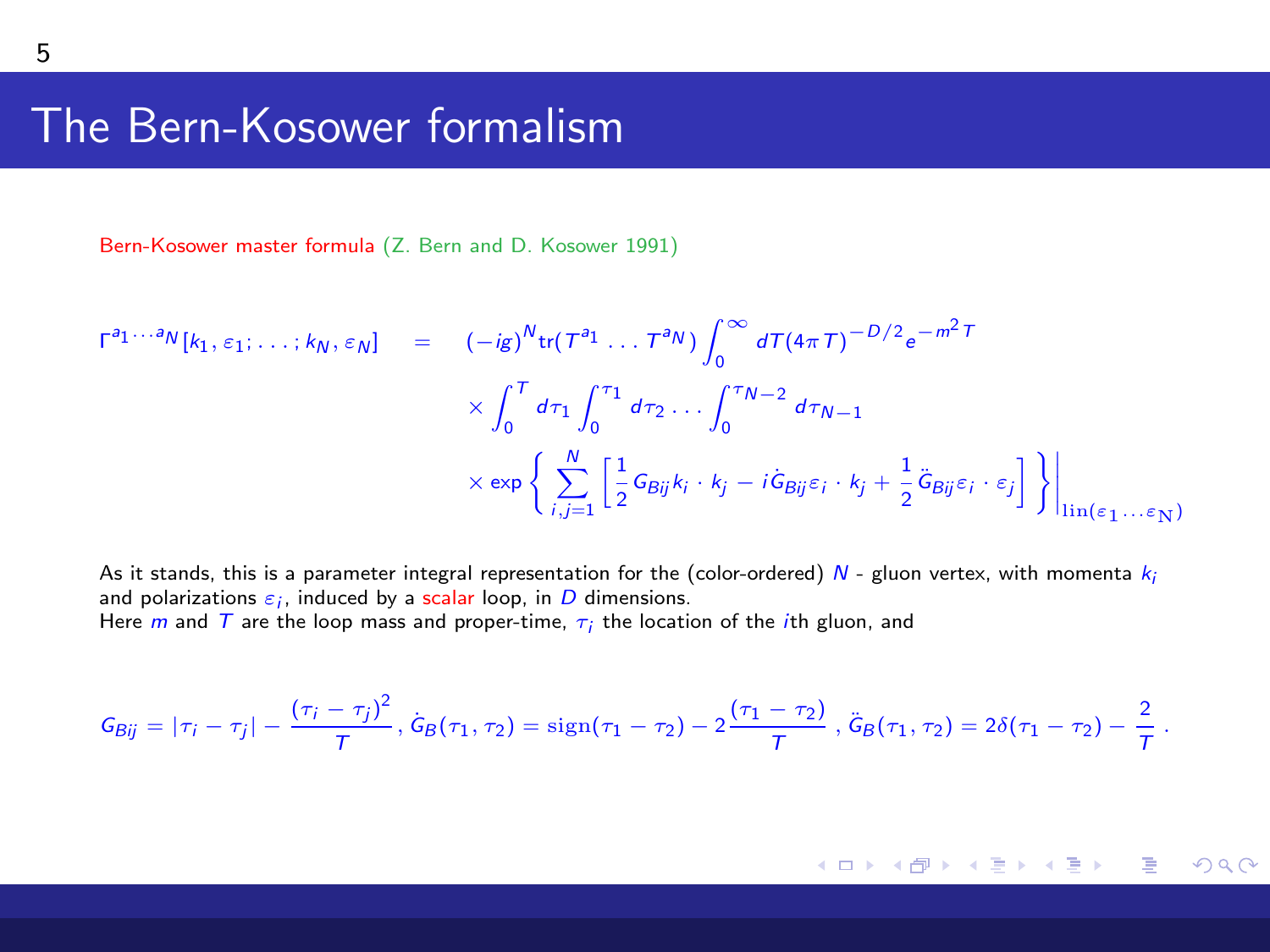# The Bern-Kosower formalism

Bern-Kosower master formula (Z. Bern and D. Kosower 1991)

$$
\begin{aligned}
\Gamma^{a_1\cdots a_N}[k_1,\varepsilon_1;\ldots;k_N,\varepsilon_N] \quad = \quad & (-ig)^N \mathrm{tr}(T^{a_1}\ldots T^{a_N}) \int_0^\infty dT (4\pi T)^{-D/2} e^{-m^2 T} \\
& \times \int_0^T d\tau_1 \int_0^{\tau_1} d\tau_2 \ldots \int_0^{\tau_{N-2}} d\tau_{N-1} \\
& \times \exp\Bigg\{ \sum_{i,j=1}^N \Big[ \frac{1}{2} G_{Bij} k_i \cdot k_j - i\dot{G}_{Bij} \varepsilon_i \cdot k_j + \frac{1}{2} \ddot{G}_{Bij} \varepsilon_i \cdot \varepsilon_j \Big] \Bigg\}\Bigg|_{\mathrm{lin}(\varepsilon_1 \ldots \varepsilon_N)}
\end{aligned}
$$

As it stands, this is a parameter integral representation for the (color-ordered) $N$ - gluon vertex, with momenta $k_i$ and polarizations $\varepsilon_i$, induced by a scalar loop, in $D$ dimensions.
Here $m$ and $T$ are the loop mass and proper-time, $\tau_i$ the location of the $i$th gluon, and

$$
G_{Bij} = |\tau_i - \tau_j| - \frac{(\tau_i - \tau_j)^2}{T}, \; \dot{G}_B(\tau_1,\tau_2) = \mathrm{sign}(\tau_1 - \tau_2) - 2\frac{(\tau_1 - \tau_2)}{T}, \; \ddot{G}_B(\tau_1,\tau_2) = 2\delta(\tau_1 - \tau_2) - \frac{2}{T}.
$$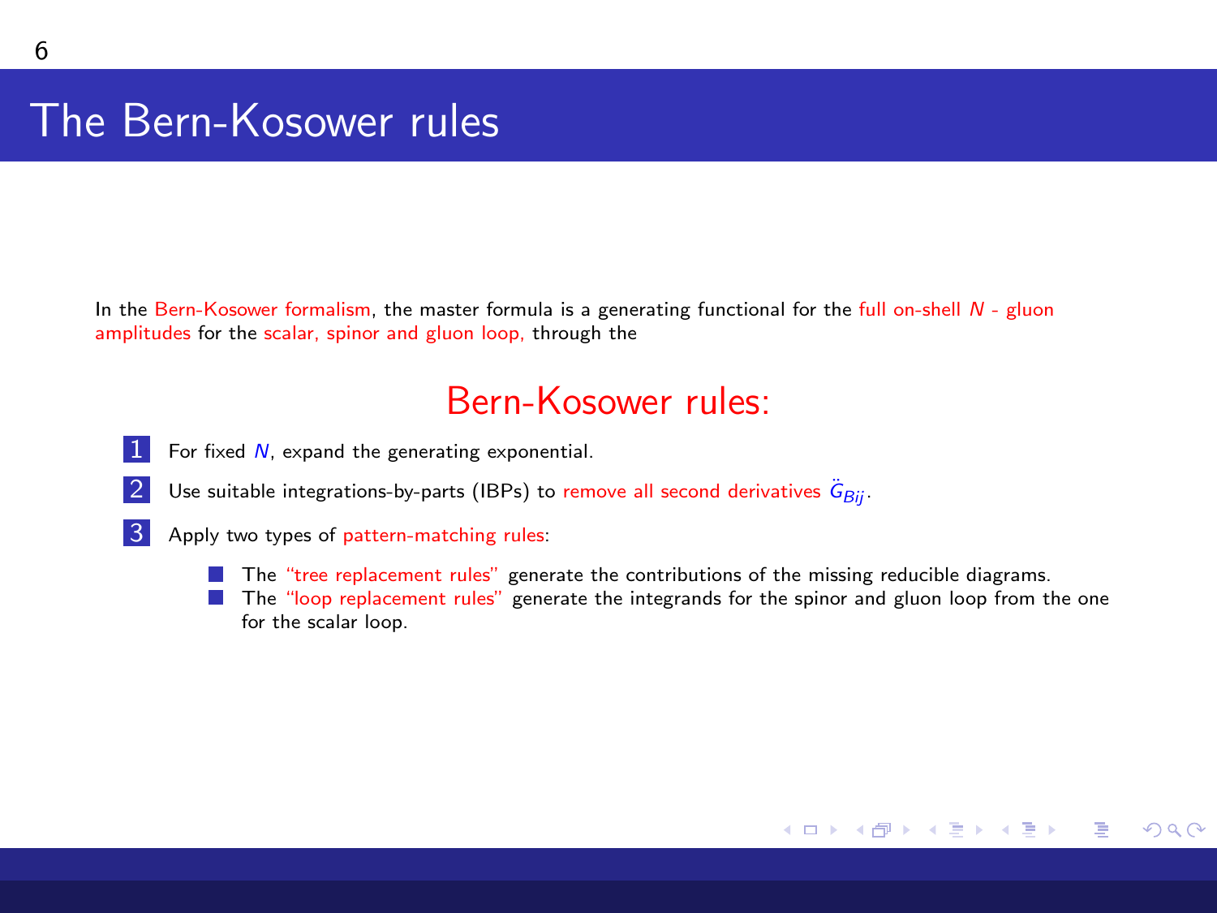# The Bern-Kosower rules

In the Bern-Kosower formalism, the master formula is a generating functional for the full on-shell $N$ - gluon amplitudes for the scalar, spinor and gluon loop, through the

## Bern-Kosower rules:

1. For fixed $N$, expand the generating exponential.
2. Use suitable integrations-by-parts (IBPs) to remove all second derivatives $\ddot{G}_{Bij}$.
3. Apply two types of pattern-matching rules:
   - The "tree replacement rules" generate the contributions of the missing reducible diagrams.
   - The "loop replacement rules" generate the integrands for the spinor and gluon loop from the one for the scalar loop.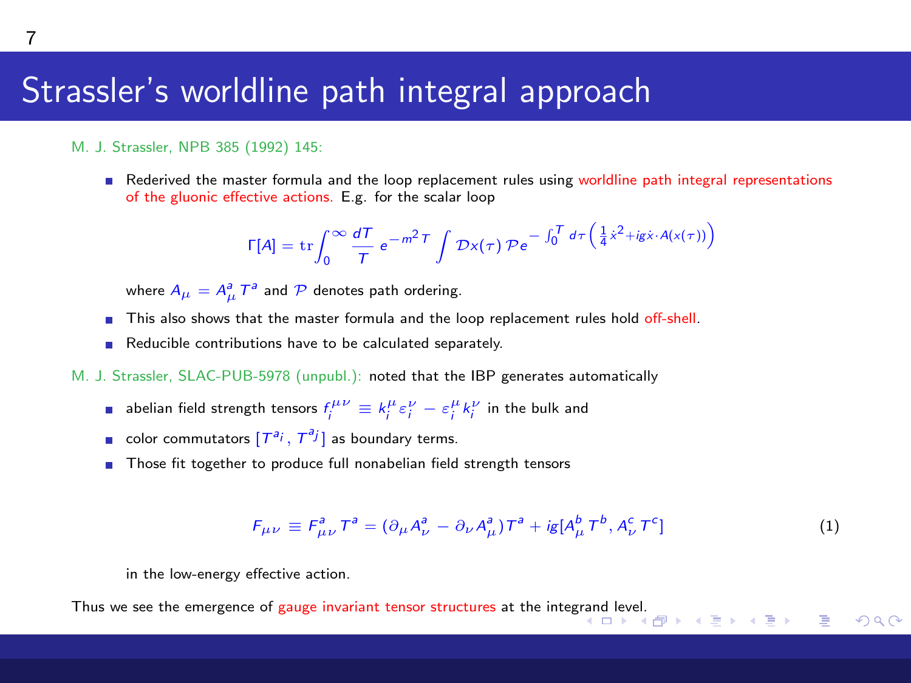# Strassler's worldline path integral approach

M. J. Strassler, NPB 385 (1992) 145:

- Rederived the master formula and the loop replacement rules using worldline path integral representations of the gluonic effective actions. E.g. for the scalar loop

$$\Gamma[A] = \mathrm{tr}\int_0^\infty \frac{dT}{T}\, e^{-m^2 T} \int \mathcal{D}x(\tau)\, \mathcal{P} e^{-\int_0^T d\tau \left(\frac{1}{4}\dot{x}^2 + ig\dot{x}\cdot A(x(\tau))\right)}$$

  where $A_\mu = A_\mu^a T^a$ and $\mathcal{P}$ denotes path ordering.

- This also shows that the master formula and the loop replacement rules hold off-shell.
- Reducible contributions have to be calculated separately.

M. J. Strassler, SLAC-PUB-5978 (unpubl.): noted that the IBP generates automatically

- abelian field strength tensors $f_i^{\mu\nu} \equiv k_i^\mu \varepsilon_i^\nu - \varepsilon_i^\mu k_i^\nu$ in the bulk and
- color commutators $[T^{a_i}, T^{a_j}]$ as boundary terms.
- Those fit together to produce full nonabelian field strength tensors

$$F_{\mu\nu} \equiv F_{\mu\nu}^a T^a = (\partial_\mu A_\nu^a - \partial_\nu A_\mu^a)T^a + ig[A_\mu^b T^b, A_\nu^c T^c] \tag{1}$$

  in the low-energy effective action.

Thus we see the emergence of gauge invariant tensor structures at the integrand level.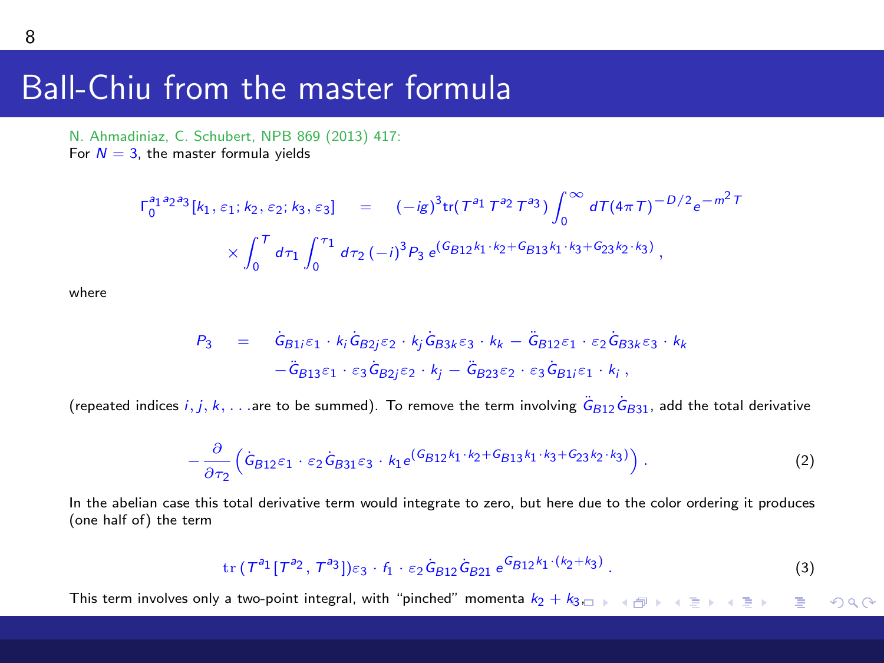# Ball-Chiu from the master formula

N. Ahmadiniaz, C. Schubert, NPB 869 (2013) 417:

For $N = 3$, the master formula yields

$$
\begin{aligned}
\Gamma_0^{a_1 a_2 a_3}[k_1, \varepsilon_1; k_2, \varepsilon_2; k_3, \varepsilon_3] \quad &= \quad (-ig)^3 \mathrm{tr}(T^{a_1} T^{a_2} T^{a_3}) \int_0^\infty dT (4\pi T)^{-D/2} e^{-m^2 T} \\
&\times \int_0^T d\tau_1 \int_0^{\tau_1} d\tau_2 \, (-i)^3 P_3 \, e^{(G_{B12} k_1 \cdot k_2 + G_{B13} k_1 \cdot k_3 + G_{23} k_2 \cdot k_3)} \, ,
\end{aligned}
$$

where

$$
\begin{aligned}
P_3 \quad = \quad & \dot{G}_{B1i} \varepsilon_1 \cdot k_i \dot{G}_{B2j} \varepsilon_2 \cdot k_j \dot{G}_{B3k} \varepsilon_3 \cdot k_k - \ddot{G}_{B12} \varepsilon_1 \cdot \varepsilon_2 \dot{G}_{B3k} \varepsilon_3 \cdot k_k \\
& - \ddot{G}_{B13} \varepsilon_1 \cdot \varepsilon_3 \dot{G}_{B2j} \varepsilon_2 \cdot k_j - \ddot{G}_{B23} \varepsilon_2 \cdot \varepsilon_3 \dot{G}_{B1i} \varepsilon_1 \cdot k_i \, ,
\end{aligned}
$$

(repeated indices $i, j, k, \ldots$ are to be summed). To remove the term involving $\ddot{G}_{B12} \dot{G}_{B31}$, add the total derivative

$$
-\frac{\partial}{\partial \tau_2} \Big( \dot{G}_{B12} \varepsilon_1 \cdot \varepsilon_2 \dot{G}_{B31} \varepsilon_3 \cdot k_1 e^{(G_{B12} k_1 \cdot k_2 + G_{B13} k_1 \cdot k_3 + G_{23} k_2 \cdot k_3)} \Big) \, . \tag{2}
$$

In the abelian case this total derivative term would integrate to zero, but here due to the color ordering it produces (one half of) the term

$$
\mathrm{tr}\,(T^{a_1} [T^{a_2}, T^{a_3}]) \varepsilon_3 \cdot f_1 \cdot \varepsilon_2 \dot{G}_{B12} \dot{G}_{B21} \, e^{G_{B12} k_1 \cdot (k_2 + k_3)} \, . \tag{3}
$$

This term involves only a two-point integral, with "pinched" momenta $k_2 + k_3$.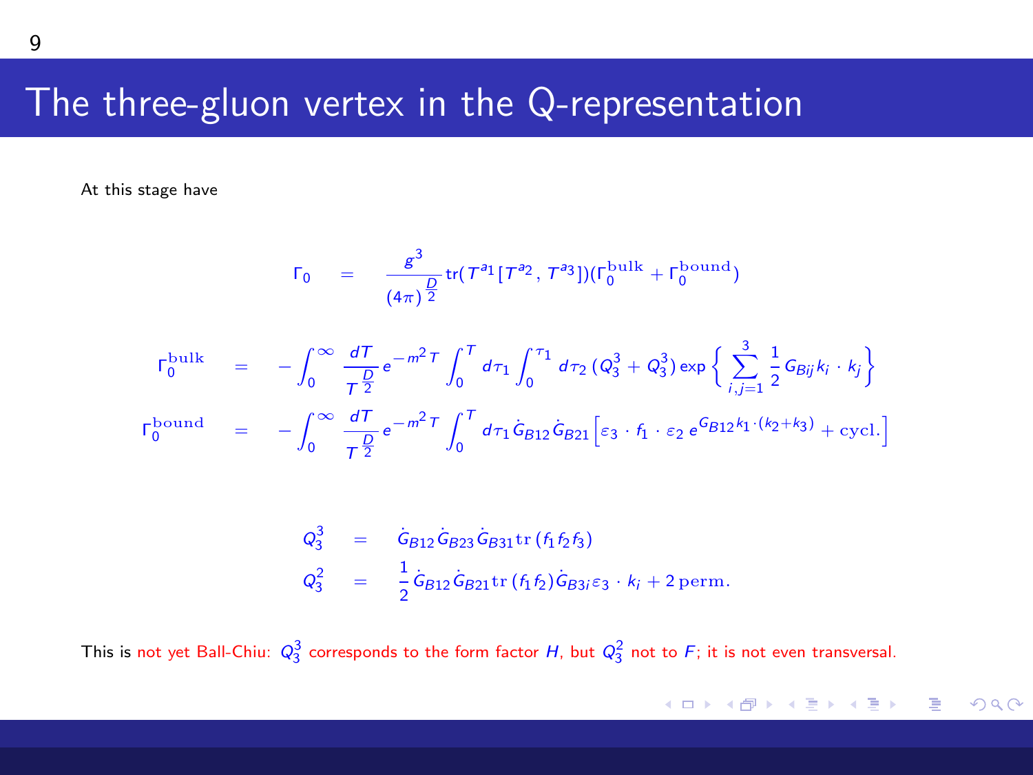# The three-gluon vertex in the Q-representation

At this stage have

$$
\Gamma_0 = \frac{g^3}{(4\pi)^{\frac{D}{2}}} \mathrm{tr}(T^{a_1}[T^{a_2}, T^{a_3}])(\Gamma_0^{\mathrm{bulk}} + \Gamma_0^{\mathrm{bound}})
$$

$$
\Gamma_0^{\mathrm{bulk}} = -\int_0^\infty \frac{dT}{T^{\frac{D}{2}}} e^{-m^2 T} \int_0^T d\tau_1 \int_0^{\tau_1} d\tau_2 \, (Q_3^3 + Q_3^3) \exp\left\{ \sum_{i,j=1}^3 \frac{1}{2} G_{Bij} k_i \cdot k_j \right\}
$$

$$
\Gamma_0^{\mathrm{bound}} = -\int_0^\infty \frac{dT}{T^{\frac{D}{2}}} e^{-m^2 T} \int_0^T d\tau_1 \dot{G}_{B12} \dot{G}_{B21} \left[ \varepsilon_3 \cdot f_1 \cdot \varepsilon_2 \, e^{G_{B12} k_1 \cdot (k_2 + k_3)} + \mathrm{cycl.} \right]
$$

$$
Q_3^3 = \dot{G}_{B12} \dot{G}_{B23} \dot{G}_{B31} \mathrm{tr}\,(f_1 f_2 f_3)
$$

$$
Q_3^2 = \frac{1}{2} \dot{G}_{B12} \dot{G}_{B21} \mathrm{tr}\,(f_1 f_2) \dot{G}_{B3i} \varepsilon_3 \cdot k_i + 2\,\mathrm{perm.}
$$

This is not yet Ball-Chiu: $Q_3^3$ corresponds to the form factor $H$, but $Q_3^2$ not to $F$; it is not even transversal.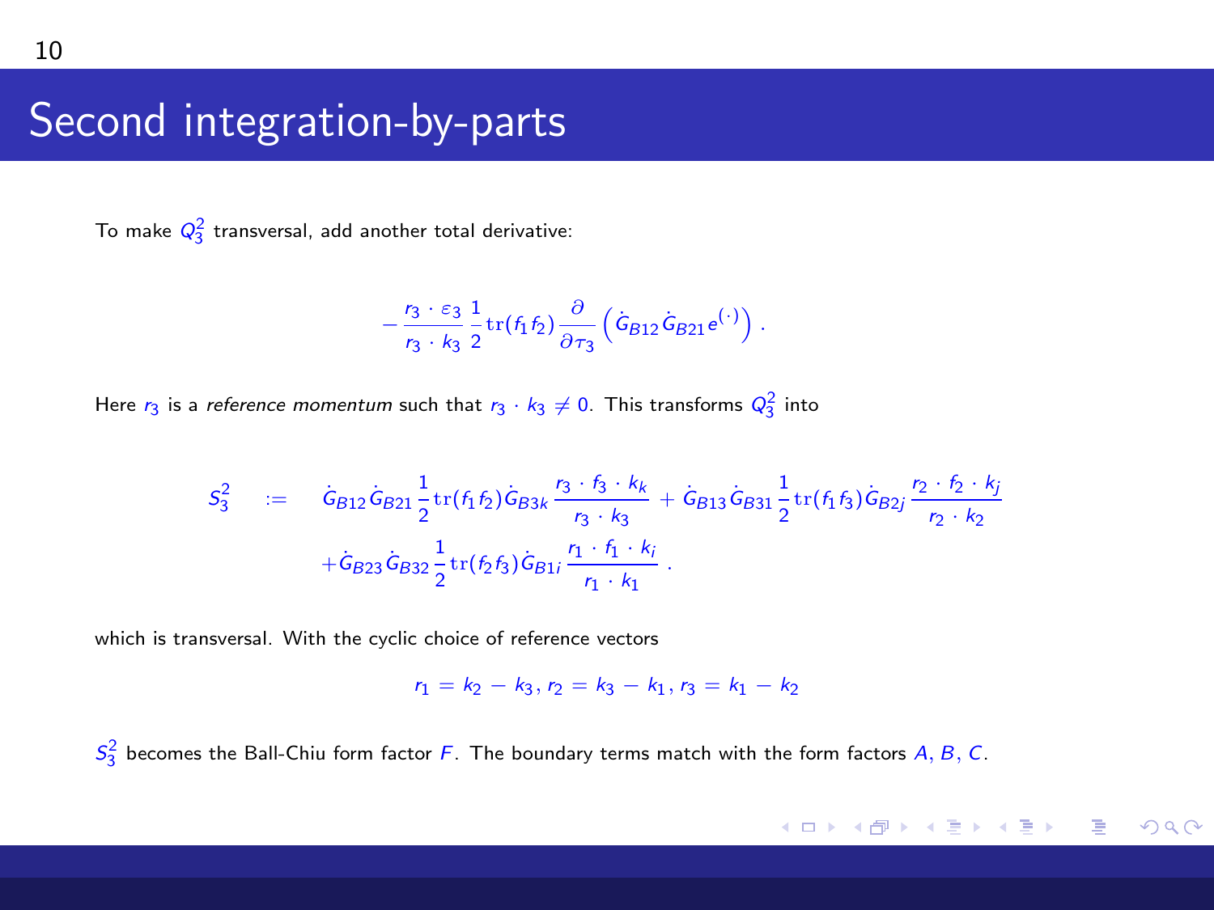# Second integration-by-parts

To make $Q_3^2$ transversal, add another total derivative:

$$-\frac{r_3 \cdot \varepsilon_3}{r_3 \cdot k_3}\frac{1}{2}\mathrm{tr}(f_1 f_2)\frac{\partial}{\partial \tau_3}\left(\dot{G}_{B12}\dot{G}_{B21}e^{(\cdot)}\right).$$

Here $r_3$ is a *reference momentum* such that $r_3 \cdot k_3 \neq 0$. This transforms $Q_3^2$ into

$$\begin{aligned} S_3^2 \quad := \quad & \dot{G}_{B12}\dot{G}_{B21}\frac{1}{2}\mathrm{tr}(f_1 f_2)\dot{G}_{B3k}\frac{r_3 \cdot f_3 \cdot k_k}{r_3 \cdot k_3} + \dot{G}_{B13}\dot{G}_{B31}\frac{1}{2}\mathrm{tr}(f_1 f_3)\dot{G}_{B2j}\frac{r_2 \cdot f_2 \cdot k_j}{r_2 \cdot k_2} \\ & + \dot{G}_{B23}\dot{G}_{B32}\frac{1}{2}\mathrm{tr}(f_2 f_3)\dot{G}_{B1i}\frac{r_1 \cdot f_1 \cdot k_i}{r_1 \cdot k_1}. \end{aligned}$$

which is transversal. With the cyclic choice of reference vectors

$$r_1 = k_2 - k_3, r_2 = k_3 - k_1, r_3 = k_1 - k_2$$

$S_3^2$ becomes the Ball-Chiu form factor $F$. The boundary terms match with the form factors $A$, $B$, $C$.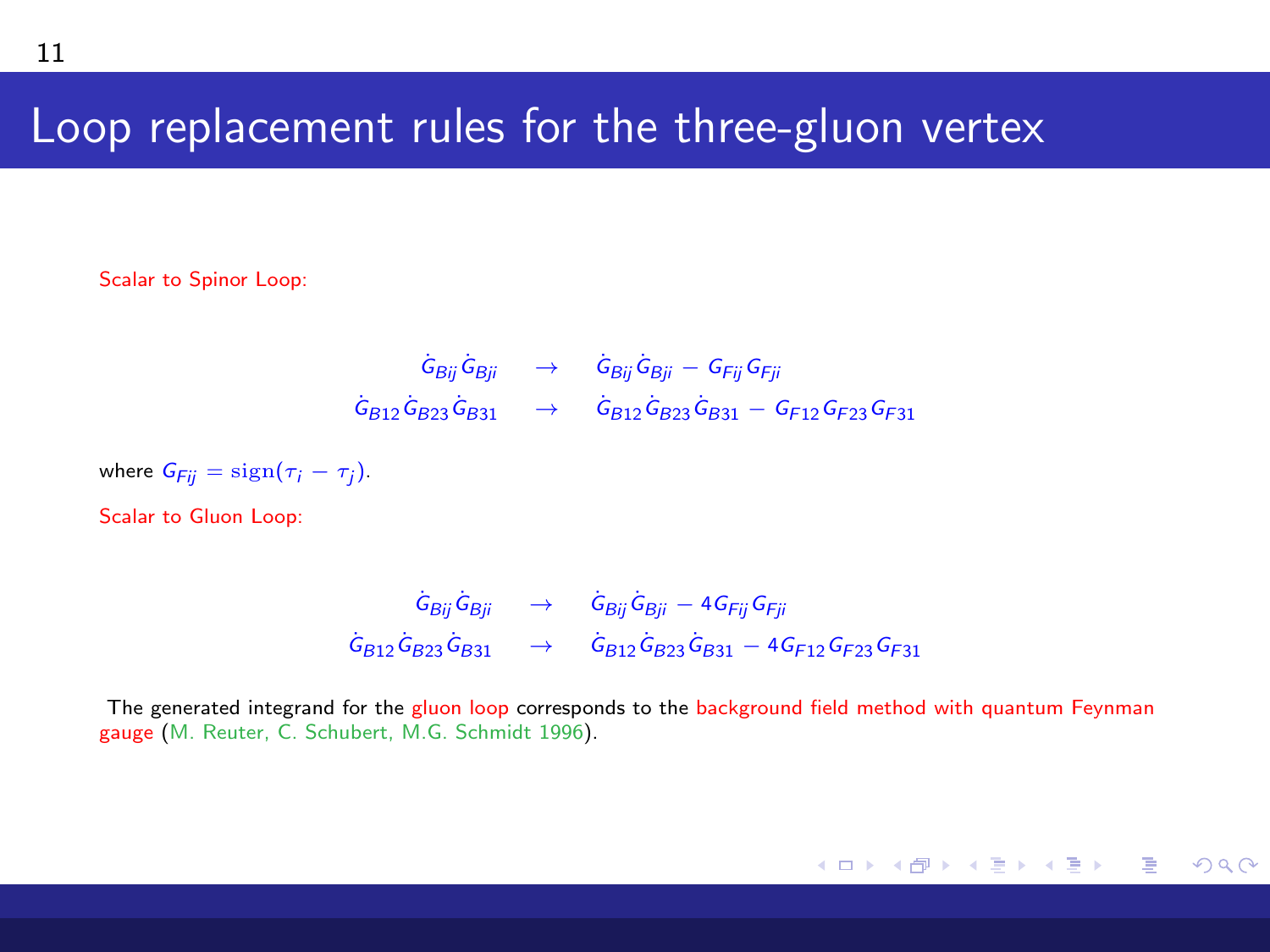# Loop replacement rules for the three-gluon vertex

Scalar to Spinor Loop:

$$
\begin{aligned}
\dot{G}_{Bij}\dot{G}_{Bji} &\rightarrow \dot{G}_{Bij}\dot{G}_{Bji} - G_{Fij}G_{Fji} \\
\dot{G}_{B12}\dot{G}_{B23}\dot{G}_{B31} &\rightarrow \dot{G}_{B12}\dot{G}_{B23}\dot{G}_{B31} - G_{F12}G_{F23}G_{F31}
\end{aligned}
$$

where $G_{Fij} = \mathrm{sign}(\tau_i - \tau_j)$.

Scalar to Gluon Loop:

$$
\begin{aligned}
\dot{G}_{Bij}\dot{G}_{Bji} &\rightarrow \dot{G}_{Bij}\dot{G}_{Bji} - 4G_{Fij}G_{Fji} \\
\dot{G}_{B12}\dot{G}_{B23}\dot{G}_{B31} &\rightarrow \dot{G}_{B12}\dot{G}_{B23}\dot{G}_{B31} - 4G_{F12}G_{F23}G_{F31}
\end{aligned}
$$

The generated integrand for the gluon loop corresponds to the background field method with quantum Feynman gauge (M. Reuter, C. Schubert, M.G. Schmidt 1996).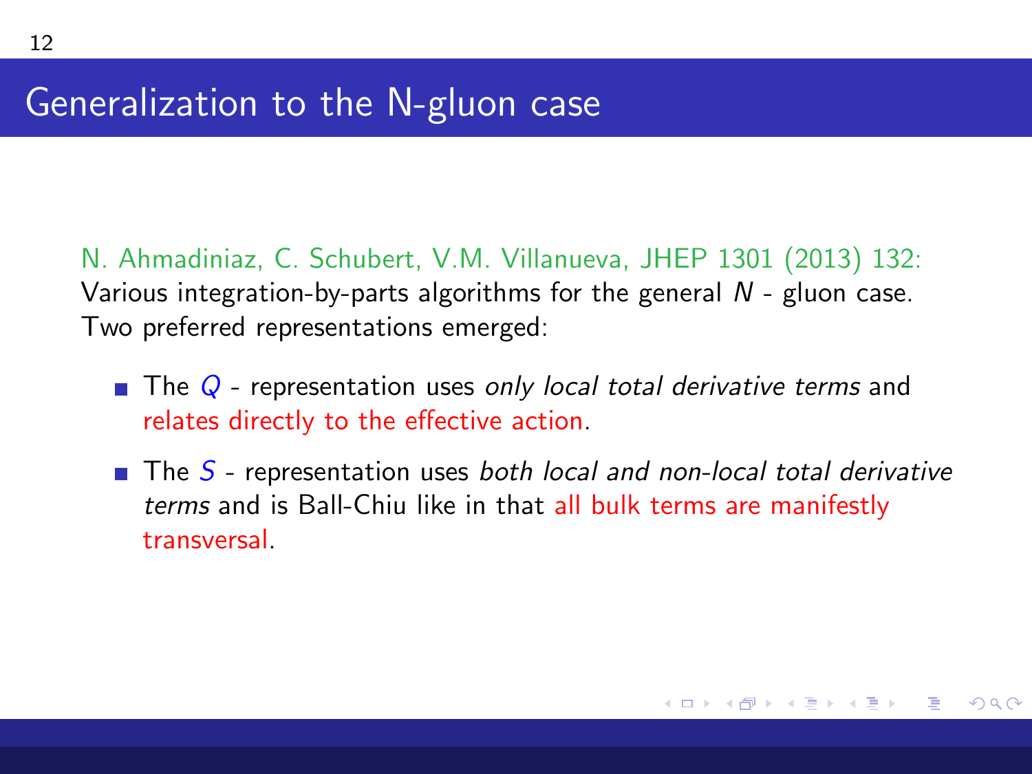# Generalization to the N-gluon case

N. Ahmadiniaz, C. Schubert, V.M. Villanueva, JHEP 1301 (2013) 132:
Various integration-by-parts algorithms for the general $N$ - gluon case.
Two preferred representations emerged:

- The $Q$ - representation uses *only local total derivative terms* and relates directly to the effective action.
- The $S$ - representation uses *both local and non-local total derivative terms* and is Ball-Chiu like in that all bulk terms are manifestly transversal.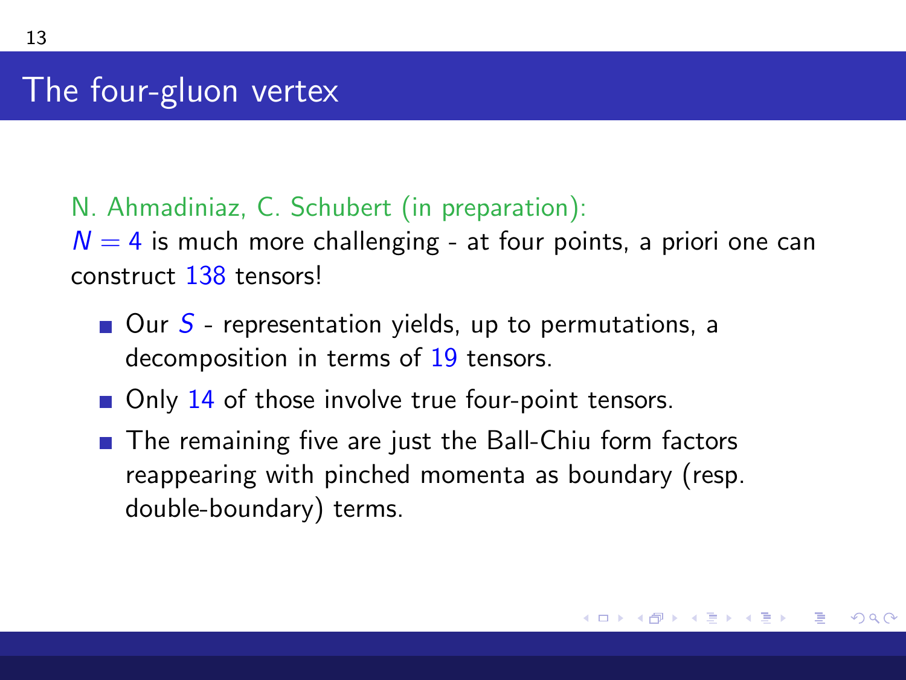# The four-gluon vertex

N. Ahmadiniaz, C. Schubert (in preparation):
$N = 4$ is much more challenging - at four points, a priori one can construct 138 tensors!

- Our $S$ - representation yields, up to permutations, a decomposition in terms of 19 tensors.
- Only 14 of those involve true four-point tensors.
- The remaining five are just the Ball-Chiu form factors reappearing with pinched momenta as boundary (resp. double-boundary) terms.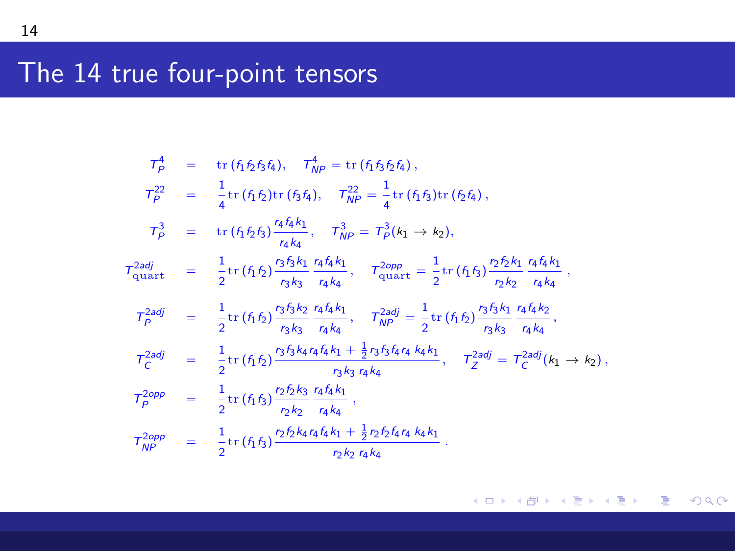# The 14 true four-point tensors

$$
\begin{aligned}
T_P^4 &= \mathrm{tr}\,(f_1 f_2 f_3 f_4), \quad T_{NP}^4 = \mathrm{tr}\,(f_1 f_3 f_2 f_4)\,, \\
T_P^{22} &= \frac{1}{4}\mathrm{tr}\,(f_1 f_2)\mathrm{tr}\,(f_3 f_4), \quad T_{NP}^{22} = \frac{1}{4}\mathrm{tr}\,(f_1 f_3)\mathrm{tr}\,(f_2 f_4)\,, \\
T_P^3 &= \mathrm{tr}\,(f_1 f_2 f_3)\frac{r_4 f_4 k_1}{r_4 k_4}, \quad T_{NP}^3 = T_P^3(k_1 \to k_2), \\
T_{\mathrm{quart}}^{2adj} &= \frac{1}{2}\mathrm{tr}\,(f_1 f_2)\frac{r_3 f_3 k_1}{r_3 k_3}\,\frac{r_4 f_4 k_1}{r_4 k_4}, \quad T_{\mathrm{quart}}^{2opp} = \frac{1}{2}\mathrm{tr}\,(f_1 f_3)\frac{r_2 f_2 k_1}{r_2 k_2}\,\frac{r_4 f_4 k_1}{r_4 k_4}\,, \\
T_P^{2adj} &= \frac{1}{2}\mathrm{tr}\,(f_1 f_2)\frac{r_3 f_3 k_2}{r_3 k_3}\,\frac{r_4 f_4 k_1}{r_4 k_4}, \quad T_{NP}^{2adj} = \frac{1}{2}\mathrm{tr}\,(f_1 f_2)\frac{r_3 f_3 k_1}{r_3 k_3}\,\frac{r_4 f_4 k_2}{r_4 k_4}, \\
T_C^{2adj} &= \frac{1}{2}\mathrm{tr}\,(f_1 f_2)\frac{r_3 f_3 k_4 r_4 f_4 k_1 + \frac{1}{2} r_3 f_3 f_4 r_4\; k_4 k_1}{r_3 k_3\; r_4 k_4}, \quad T_Z^{2adj} = T_C^{2adj}(k_1 \to k_2)\,, \\
T_P^{2opp} &= \frac{1}{2}\mathrm{tr}\,(f_1 f_3)\frac{r_2 f_2 k_3}{r_2 k_2}\,\frac{r_4 f_4 k_1}{r_4 k_4}\,, \\
T_{NP}^{2opp} &= \frac{1}{2}\mathrm{tr}\,(f_1 f_3)\frac{r_2 f_2 k_4 r_4 f_4 k_1 + \frac{1}{2} r_2 f_2 f_4 r_4\; k_4 k_1}{r_2 k_2\; r_4 k_4}\,.
\end{aligned}
$$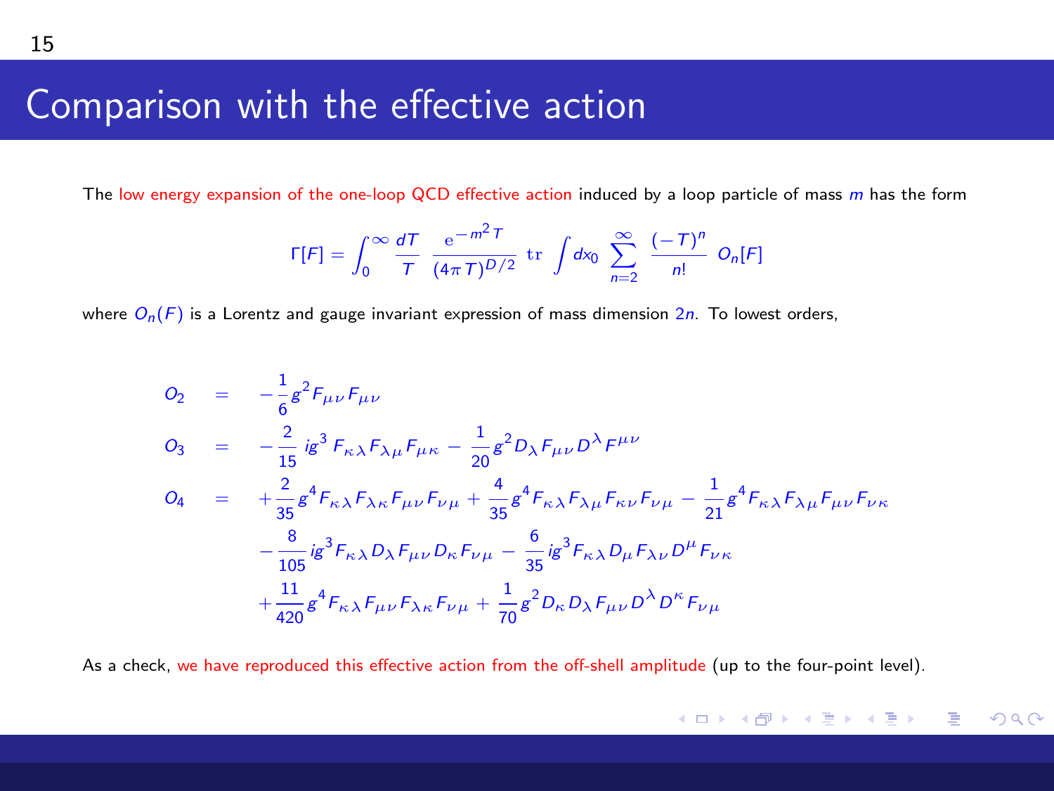# Comparison with the effective action

The low energy expansion of the one-loop QCD effective action induced by a loop particle of mass $m$ has the form

$$\Gamma[F] = \int_0^\infty \frac{dT}{T} \, \frac{\mathrm{e}^{-m^2 T}}{(4\pi T)^{D/2}} \, \mathrm{tr} \int dx_0 \sum_{n=2}^{\infty} \frac{(-T)^n}{n!} \, O_n[F]$$

where $O_n(F)$ is a Lorentz and gauge invariant expression of mass dimension $2n$. To lowest orders,

$$
\begin{aligned}
O_2 &= -\frac{1}{6} g^2 F_{\mu\nu} F_{\mu\nu} \\
O_3 &= -\frac{2}{15} \, i g^3 \, F_{\kappa\lambda} F_{\lambda\mu} F_{\mu\kappa} - \frac{1}{20} g^2 D_\lambda F_{\mu\nu} D^\lambda F^{\mu\nu} \\
O_4 &= +\frac{2}{35} g^4 F_{\kappa\lambda} F_{\lambda\kappa} F_{\mu\nu} F_{\nu\mu} + \frac{4}{35} g^4 F_{\kappa\lambda} F_{\lambda\mu} F_{\kappa\nu} F_{\nu\mu} - \frac{1}{21} g^4 F_{\kappa\lambda} F_{\lambda\mu} F_{\mu\nu} F_{\nu\kappa} \\
&\quad -\frac{8}{105} i g^3 F_{\kappa\lambda} D_\lambda F_{\mu\nu} D_\kappa F_{\nu\mu} - \frac{6}{35} i g^3 F_{\kappa\lambda} D_\mu F_{\lambda\nu} D^\mu F_{\nu\kappa} \\
&\quad +\frac{11}{420} g^4 F_{\kappa\lambda} F_{\mu\nu} F_{\lambda\kappa} F_{\nu\mu} + \frac{1}{70} g^2 D_\kappa D_\lambda F_{\mu\nu} D^\lambda D^\kappa F_{\nu\mu}
\end{aligned}
$$

As a check, we have reproduced this effective action from the off-shell amplitude (up to the four-point level).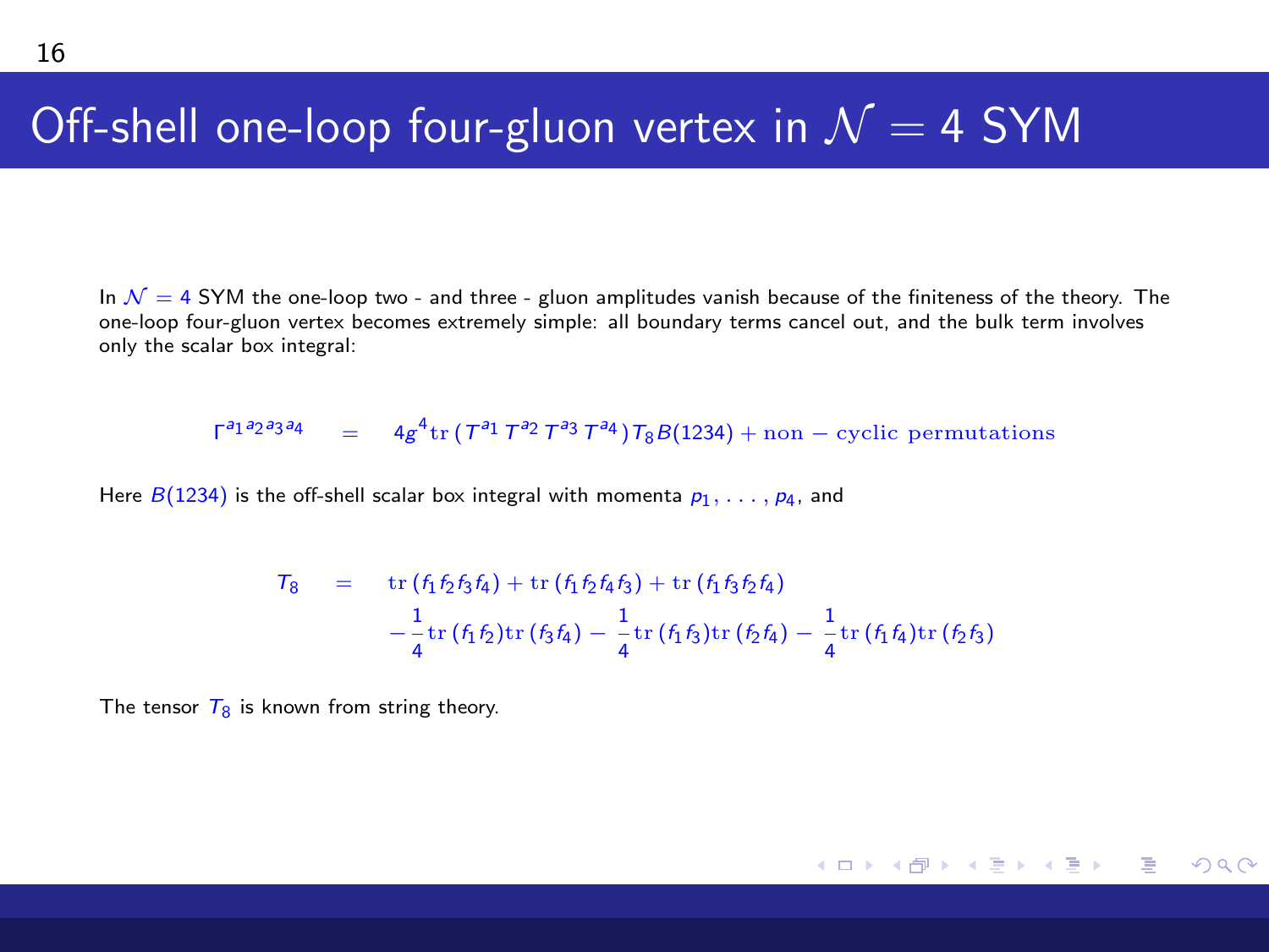# Off-shell one-loop four-gluon vertex in $\mathcal{N} = 4$ SYM

In $\mathcal{N} = 4$ SYM the one-loop two - and three - gluon amplitudes vanish because of the finiteness of the theory. The one-loop four-gluon vertex becomes extremely simple: all boundary terms cancel out, and the bulk term involves only the scalar box integral:

$$\Gamma^{a_1 a_2 a_3 a_4} = 4g^4 \mathrm{tr}\,(T^{a_1} T^{a_2} T^{a_3} T^{a_4}) T_8 B(1234) + \mathrm{non-cyclic\ permutations}$$

Here $B(1234)$ is the off-shell scalar box integral with momenta $p_1, \ldots, p_4$, and

$$\begin{aligned} T_8 = \;& \mathrm{tr}\,(f_1 f_2 f_3 f_4) + \mathrm{tr}\,(f_1 f_2 f_4 f_3) + \mathrm{tr}\,(f_1 f_3 f_2 f_4) \\ & - \frac{1}{4}\mathrm{tr}\,(f_1 f_2)\mathrm{tr}\,(f_3 f_4) - \frac{1}{4}\mathrm{tr}\,(f_1 f_3)\mathrm{tr}\,(f_2 f_4) - \frac{1}{4}\mathrm{tr}\,(f_1 f_4)\mathrm{tr}\,(f_2 f_3) \end{aligned}$$

The tensor $T_8$ is known from string theory.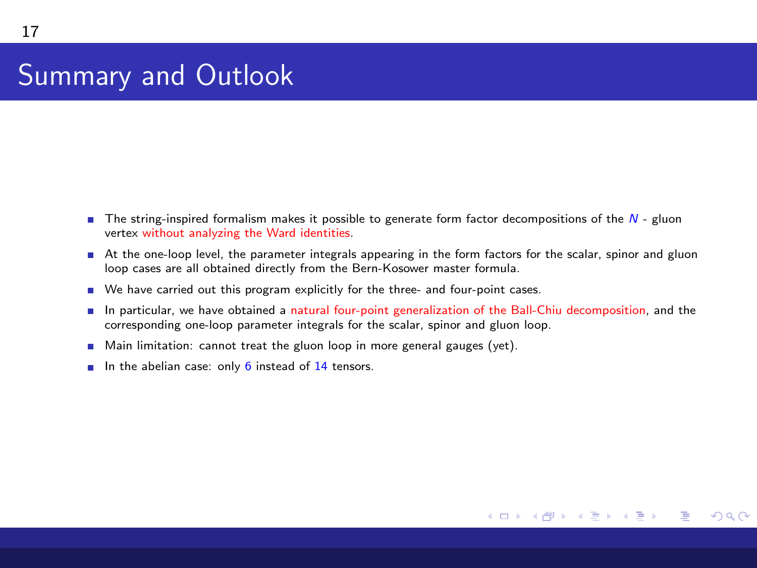# Summary and Outlook

- The string-inspired formalism makes it possible to generate form factor decompositions of the $N$ - gluon vertex without analyzing the Ward identities.
- At the one-loop level, the parameter integrals appearing in the form factors for the scalar, spinor and gluon loop cases are all obtained directly from the Bern-Kosower master formula.
- We have carried out this program explicitly for the three- and four-point cases.
- In particular, we have obtained a natural four-point generalization of the Ball-Chiu decomposition, and the corresponding one-loop parameter integrals for the scalar, spinor and gluon loop.
- Main limitation: cannot treat the gluon loop in more general gauges (yet).
- In the abelian case: only 6 instead of 14 tensors.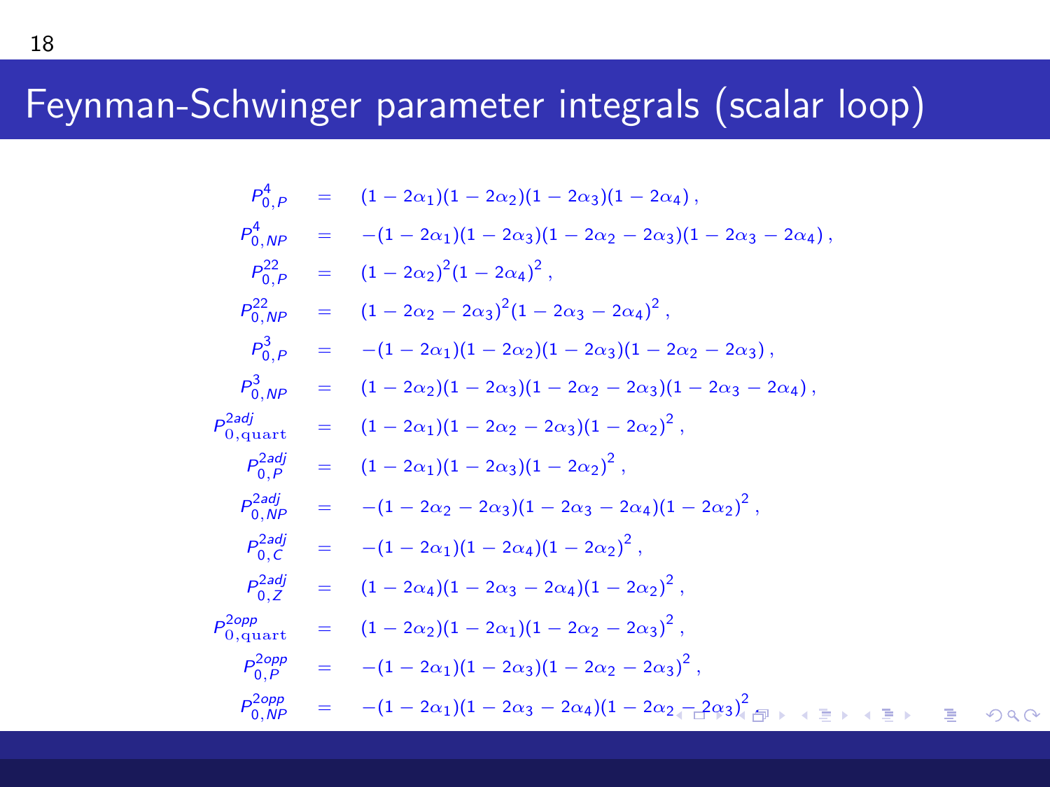# Feynman-Schwinger parameter integrals (scalar loop)

$$
\begin{aligned}
P^{4}_{0,P} &= (1-2\alpha_1)(1-2\alpha_2)(1-2\alpha_3)(1-2\alpha_4)\,, \\
P^{4}_{0,NP} &= -(1-2\alpha_1)(1-2\alpha_3)(1-2\alpha_2-2\alpha_3)(1-2\alpha_3-2\alpha_4)\,, \\
P^{22}_{0,P} &= (1-2\alpha_2)^2(1-2\alpha_4)^2\,, \\
P^{22}_{0,NP} &= (1-2\alpha_2-2\alpha_3)^2(1-2\alpha_3-2\alpha_4)^2\,, \\
P^{3}_{0,P} &= -(1-2\alpha_1)(1-2\alpha_2)(1-2\alpha_3)(1-2\alpha_2-2\alpha_3)\,, \\
P^{3}_{0,NP} &= (1-2\alpha_2)(1-2\alpha_3)(1-2\alpha_2-2\alpha_3)(1-2\alpha_3-2\alpha_4)\,, \\
P^{2adj}_{0,\mathrm{quart}} &= (1-2\alpha_1)(1-2\alpha_2-2\alpha_3)(1-2\alpha_2)^2\,, \\
P^{2adj}_{0,P} &= (1-2\alpha_1)(1-2\alpha_3)(1-2\alpha_2)^2\,, \\
P^{2adj}_{0,NP} &= -(1-2\alpha_2-2\alpha_3)(1-2\alpha_3-2\alpha_4)(1-2\alpha_2)^2\,, \\
P^{2adj}_{0,C} &= -(1-2\alpha_1)(1-2\alpha_4)(1-2\alpha_2)^2\,, \\
P^{2adj}_{0,Z} &= (1-2\alpha_4)(1-2\alpha_3-2\alpha_4)(1-2\alpha_2)^2\,, \\
P^{2opp}_{0,\mathrm{quart}} &= (1-2\alpha_2)(1-2\alpha_1)(1-2\alpha_2-2\alpha_3)^2\,, \\
P^{2opp}_{0,P} &= -(1-2\alpha_1)(1-2\alpha_3)(1-2\alpha_2-2\alpha_3)^2\,, \\
P^{2opp}_{0,NP} &= -(1-2\alpha_1)(1-2\alpha_3-2\alpha_4)(1-2\alpha_2-2\alpha_3)^2
\end{aligned}
$$